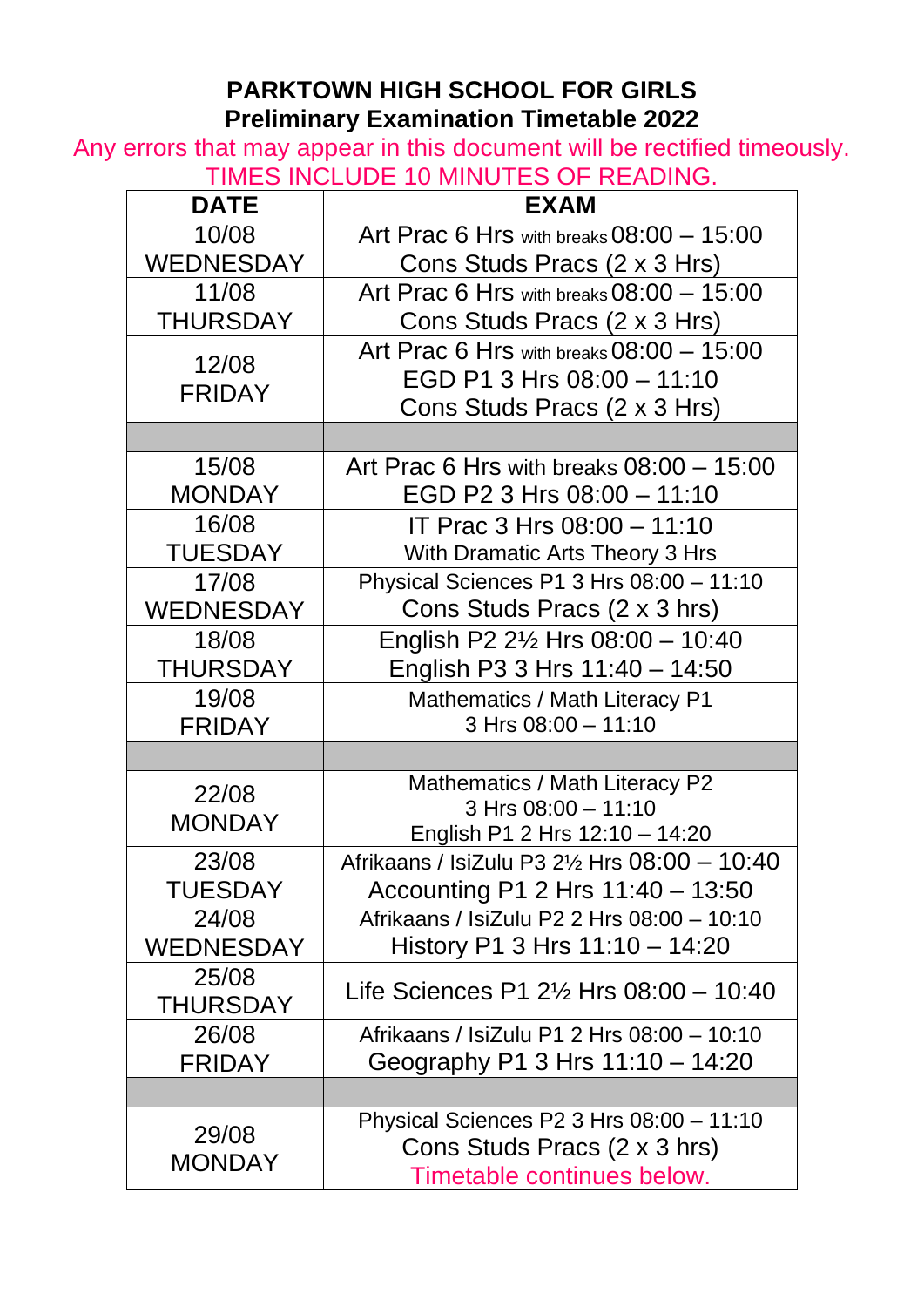**PARKTOWN HIGH SCHOOL FOR GIRLS**
**Preliminary Examination Timetable 2022**

Any errors that may appear in this document will be rectified timeously.
TIMES INCLUDE 10 MINUTES OF READING.

| DATE | EXAM |
| --- | --- |
| 10/08 WEDNESDAY | Art Prac 6 Hrs with breaks 08:00 – 15:00<br>Cons Studs Pracs (2 x 3 Hrs) |
| 11/08 THURSDAY | Art Prac 6 Hrs with breaks 08:00 – 15:00<br>Cons Studs Pracs (2 x 3 Hrs) |
| 12/08 FRIDAY | Art Prac 6 Hrs with breaks 08:00 – 15:00<br>EGD P1 3 Hrs 08:00 – 11:10<br>Cons Studs Pracs (2 x 3 Hrs) |
| | |
| 15/08 MONDAY | Art Prac 6 Hrs with breaks 08:00 – 15:00<br>EGD P2 3 Hrs 08:00 – 11:10 |
| 16/08 TUESDAY | IT Prac 3 Hrs 08:00 – 11:10<br>With Dramatic Arts Theory 3 Hrs |
| 17/08 WEDNESDAY | Physical Sciences P1 3 Hrs 08:00 – 11:10<br>Cons Studs Pracs (2 x 3 hrs) |
| 18/08 THURSDAY | English P2 2½ Hrs 08:00 – 10:40<br>English P3 3 Hrs 11:40 – 14:50 |
| 19/08 FRIDAY | Mathematics / Math Literacy P1<br>3 Hrs 08:00 – 11:10 |
| | |
| 22/08 MONDAY | Mathematics / Math Literacy P2<br>3 Hrs 08:00 – 11:10<br>English P1 2 Hrs 12:10 – 14:20 |
| 23/08 TUESDAY | Afrikaans / IsiZulu P3 2½ Hrs 08:00 – 10:40<br>Accounting P1 2 Hrs 11:40 – 13:50 |
| 24/08 WEDNESDAY | Afrikaans / IsiZulu P2 2 Hrs 08:00 – 10:10<br>History P1 3 Hrs 11:10 – 14:20 |
| 25/08 THURSDAY | Life Sciences P1 2½ Hrs 08:00 – 10:40 |
| 26/08 FRIDAY | Afrikaans / IsiZulu P1 2 Hrs 08:00 – 10:10<br>Geography P1 3 Hrs 11:10 – 14:20 |
| | |
| 29/08 MONDAY | Physical Sciences P2 3 Hrs 08:00 – 11:10<br>Cons Studs Pracs (2 x 3 hrs)<br>Timetable continues below. |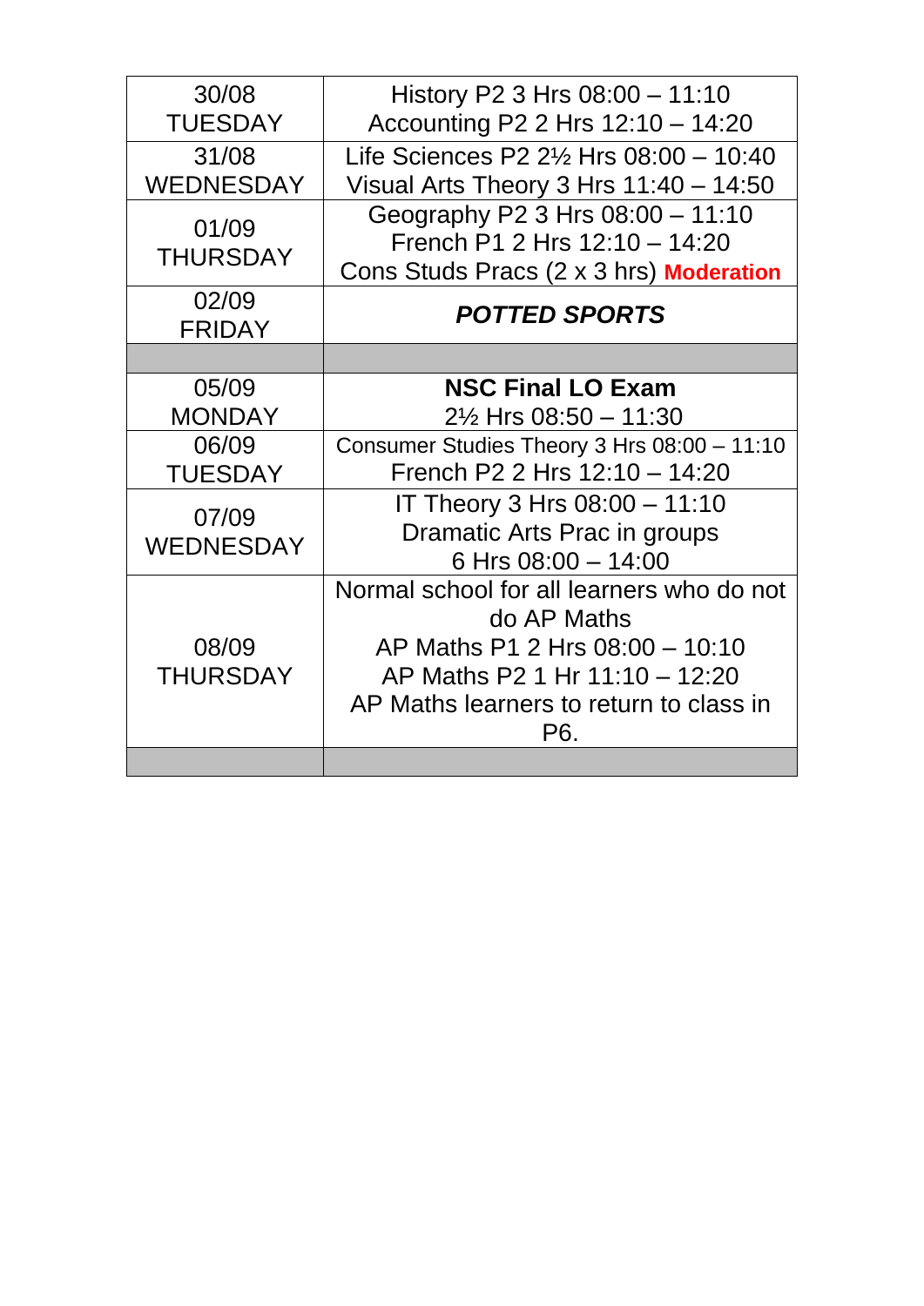| | |
|---|---|
| 30/08 TUESDAY | History P2 3 Hrs 08:00 – 11:10<br>Accounting P2 2 Hrs 12:10 – 14:20 |
| 31/08 WEDNESDAY | Life Sciences P2 2½ Hrs 08:00 – 10:40<br>Visual Arts Theory 3 Hrs 11:40 – 14:50 |
| 01/09 THURSDAY | Geography P2 3 Hrs 08:00 – 11:10<br>French P1 2 Hrs 12:10 – 14:20<br>Cons Studs Pracs (2 x 3 hrs) **Moderation** |
| 02/09 FRIDAY | ***POTTED SPORTS*** |
| | |
| 05/09 MONDAY | **NSC Final LO Exam**<br>2½ Hrs 08:50 – 11:30 |
| 06/09 TUESDAY | Consumer Studies Theory 3 Hrs 08:00 – 11:10<br>French P2 2 Hrs 12:10 – 14:20 |
| 07/09 WEDNESDAY | IT Theory 3 Hrs 08:00 – 11:10<br>Dramatic Arts Prac in groups<br>6 Hrs 08:00 – 14:00 |
| 08/09 THURSDAY | Normal school for all learners who do not do AP Maths<br>AP Maths P1 2 Hrs 08:00 – 10:10<br>AP Maths P2 1 Hr 11:10 – 12:20<br>AP Maths learners to return to class in P6. |
| | |